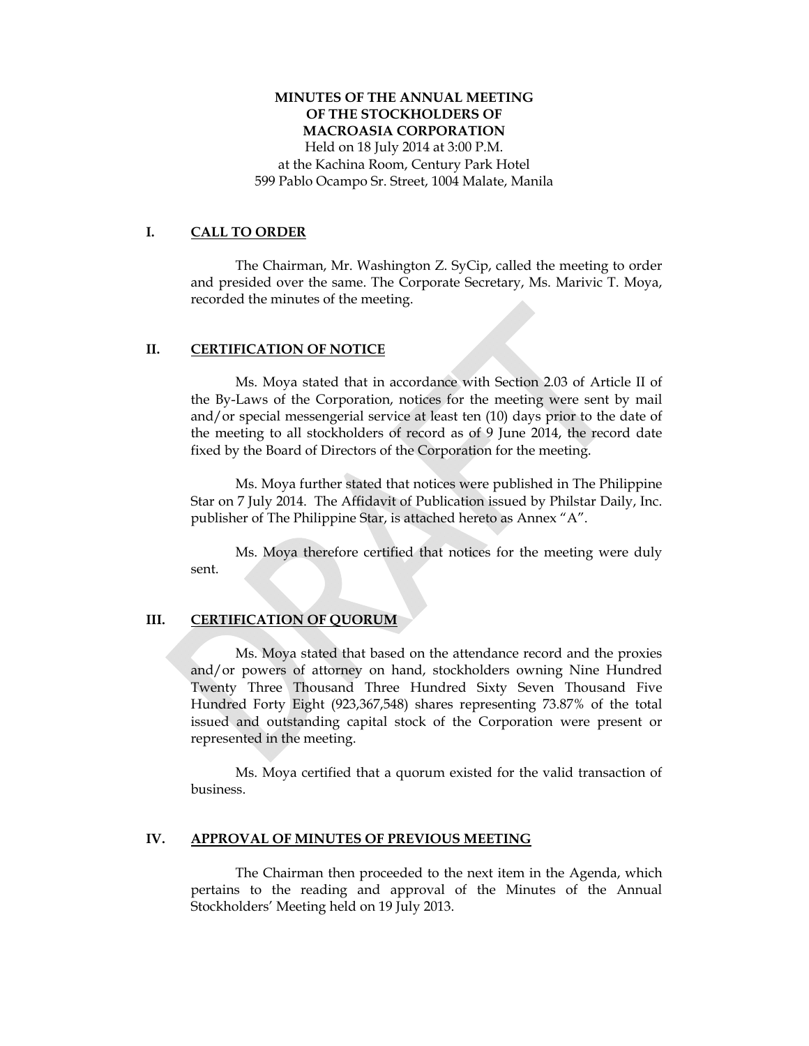# MINUTES OF THE ANNUAL MEETING OF THE STOCKHOLDERS OF MACROASIA CORPORATION

Held on 18 July 2014 at 3:00 P.M.
at the Kachina Room, Century Park Hotel
599 Pablo Ocampo Sr. Street, 1004 Malate, Manila

## I. CALL TO ORDER

The Chairman, Mr. Washington Z. SyCip, called the meeting to order and presided over the same. The Corporate Secretary, Ms. Marivic T. Moya, recorded the minutes of the meeting.

## II. CERTIFICATION OF NOTICE

Ms. Moya stated that in accordance with Section 2.03 of Article II of the By-Laws of the Corporation, notices for the meeting were sent by mail and/or special messengerial service at least ten (10) days prior to the date of the meeting to all stockholders of record as of 9 June 2014, the record date fixed by the Board of Directors of the Corporation for the meeting.

Ms. Moya further stated that notices were published in The Philippine Star on 7 July 2014. The Affidavit of Publication issued by Philstar Daily, Inc. publisher of The Philippine Star, is attached hereto as Annex "A".

Ms. Moya therefore certified that notices for the meeting were duly sent.

## III. CERTIFICATION OF QUORUM

Ms. Moya stated that based on the attendance record and the proxies and/or powers of attorney on hand, stockholders owning Nine Hundred Twenty Three Thousand Three Hundred Sixty Seven Thousand Five Hundred Forty Eight (923,367,548) shares representing 73.87% of the total issued and outstanding capital stock of the Corporation were present or represented in the meeting.

Ms. Moya certified that a quorum existed for the valid transaction of business.

## IV. APPROVAL OF MINUTES OF PREVIOUS MEETING

The Chairman then proceeded to the next item in the Agenda, which pertains to the reading and approval of the Minutes of the Annual Stockholders' Meeting held on 19 July 2013.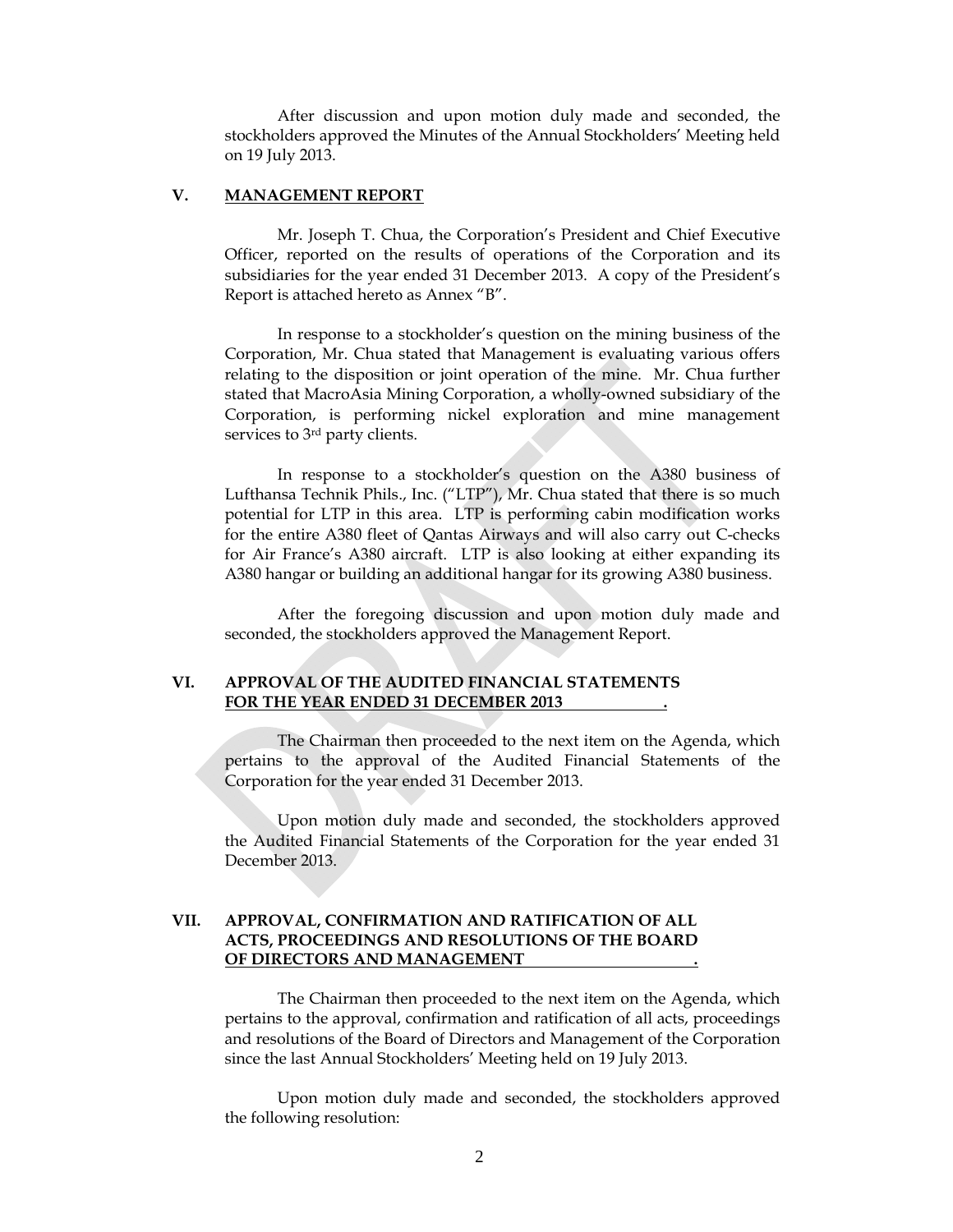After discussion and upon motion duly made and seconded, the stockholders approved the Minutes of the Annual Stockholders' Meeting held on 19 July 2013.

## V. MANAGEMENT REPORT

Mr. Joseph T. Chua, the Corporation's President and Chief Executive Officer, reported on the results of operations of the Corporation and its subsidiaries for the year ended 31 December 2013. A copy of the President's Report is attached hereto as Annex "B".

In response to a stockholder's question on the mining business of the Corporation, Mr. Chua stated that Management is evaluating various offers relating to the disposition or joint operation of the mine. Mr. Chua further stated that MacroAsia Mining Corporation, a wholly-owned subsidiary of the Corporation, is performing nickel exploration and mine management services to 3rd party clients.

In response to a stockholder's question on the A380 business of Lufthansa Technik Phils., Inc. ("LTP"), Mr. Chua stated that there is so much potential for LTP in this area. LTP is performing cabin modification works for the entire A380 fleet of Qantas Airways and will also carry out C-checks for Air France's A380 aircraft. LTP is also looking at either expanding its A380 hangar or building an additional hangar for its growing A380 business.

After the foregoing discussion and upon motion duly made and seconded, the stockholders approved the Management Report.

## VI. APPROVAL OF THE AUDITED FINANCIAL STATEMENTS FOR THE YEAR ENDED 31 DECEMBER 2013.

The Chairman then proceeded to the next item on the Agenda, which pertains to the approval of the Audited Financial Statements of the Corporation for the year ended 31 December 2013.

Upon motion duly made and seconded, the stockholders approved the Audited Financial Statements of the Corporation for the year ended 31 December 2013.

## VII. APPROVAL, CONFIRMATION AND RATIFICATION OF ALL ACTS, PROCEEDINGS AND RESOLUTIONS OF THE BOARD OF DIRECTORS AND MANAGEMENT.

The Chairman then proceeded to the next item on the Agenda, which pertains to the approval, confirmation and ratification of all acts, proceedings and resolutions of the Board of Directors and Management of the Corporation since the last Annual Stockholders' Meeting held on 19 July 2013.

Upon motion duly made and seconded, the stockholders approved the following resolution: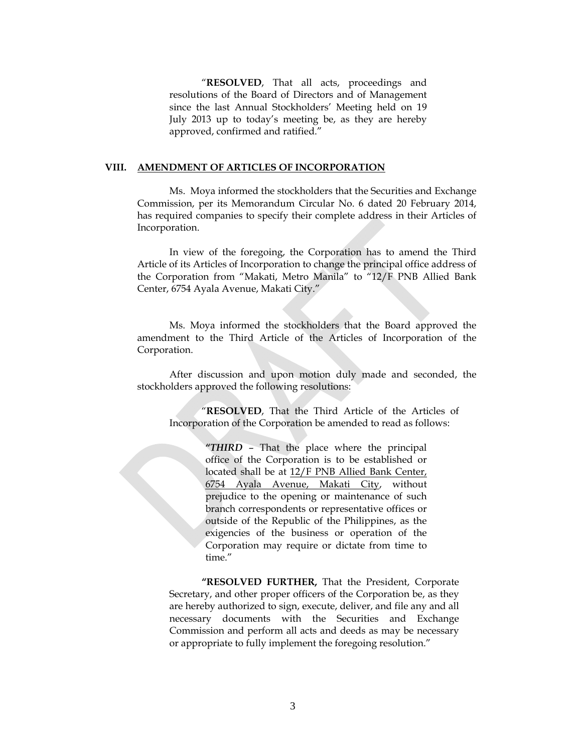"**RESOLVED**, That all acts, proceedings and resolutions of the Board of Directors and of Management since the last Annual Stockholders' Meeting held on 19 July 2013 up to today's meeting be, as they are hereby approved, confirmed and ratified."

## VIII. AMENDMENT OF ARTICLES OF INCORPORATION

Ms. Moya informed the stockholders that the Securities and Exchange Commission, per its Memorandum Circular No. 6 dated 20 February 2014, has required companies to specify their complete address in their Articles of Incorporation.

In view of the foregoing, the Corporation has to amend the Third Article of its Articles of Incorporation to change the principal office address of the Corporation from "Makati, Metro Manila" to "12/F PNB Allied Bank Center, 6754 Ayala Avenue, Makati City."

Ms. Moya informed the stockholders that the Board approved the amendment to the Third Article of the Articles of Incorporation of the Corporation.

After discussion and upon motion duly made and seconded, the stockholders approved the following resolutions:

"**RESOLVED**, That the Third Article of the Articles of Incorporation of the Corporation be amended to read as follows:

**"*THIRD*** – That the place where the principal office of the Corporation is to be established or located shall be at <u>12/F PNB Allied Bank Center, 6754 Ayala Avenue, Makati City</u>, without prejudice to the opening or maintenance of such branch correspondents or representative offices or outside of the Republic of the Philippines, as the exigencies of the business or operation of the Corporation may require or dictate from time to time."

**"RESOLVED FURTHER,** That the President, Corporate Secretary, and other proper officers of the Corporation be, as they are hereby authorized to sign, execute, deliver, and file any and all necessary documents with the Securities and Exchange Commission and perform all acts and deeds as may be necessary or appropriate to fully implement the foregoing resolution."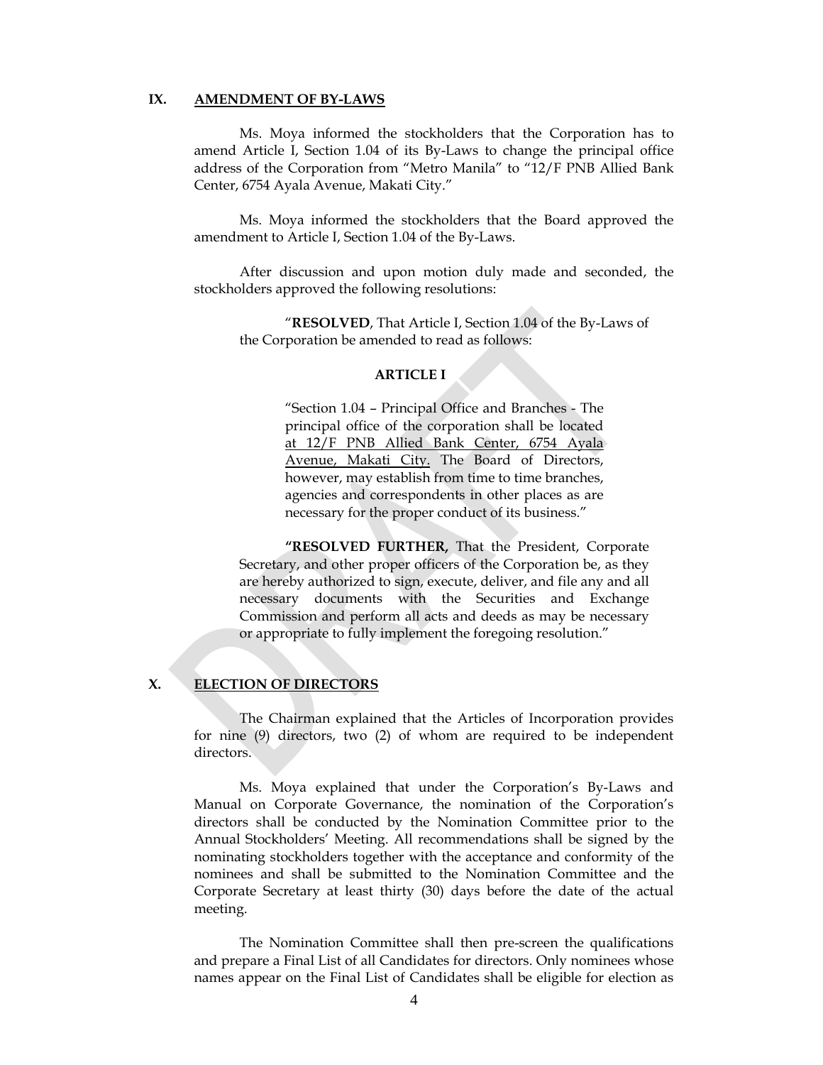## IX. AMENDMENT OF BY-LAWS

Ms. Moya informed the stockholders that the Corporation has to amend Article I, Section 1.04 of its By-Laws to change the principal office address of the Corporation from "Metro Manila" to "12/F PNB Allied Bank Center, 6754 Ayala Avenue, Makati City."

Ms. Moya informed the stockholders that the Board approved the amendment to Article I, Section 1.04 of the By-Laws.

After discussion and upon motion duly made and seconded, the stockholders approved the following resolutions:

> "**RESOLVED**, That Article I, Section 1.04 of the By-Laws of the Corporation be amended to read as follows:
>
> **ARTICLE I**
>
> "Section 1.04 – Principal Office and Branches - The principal office of the corporation shall be located <u>at 12/F PNB Allied Bank Center, 6754 Ayala Avenue, Makati City.</u> The Board of Directors, however, may establish from time to time branches, agencies and correspondents in other places as are necessary for the proper conduct of its business."
>
> **"RESOLVED FURTHER,** That the President, Corporate Secretary, and other proper officers of the Corporation be, as they are hereby authorized to sign, execute, deliver, and file any and all necessary documents with the Securities and Exchange Commission and perform all acts and deeds as may be necessary or appropriate to fully implement the foregoing resolution."

## X. ELECTION OF DIRECTORS

The Chairman explained that the Articles of Incorporation provides for nine (9) directors, two (2) of whom are required to be independent directors.

Ms. Moya explained that under the Corporation's By-Laws and Manual on Corporate Governance, the nomination of the Corporation's directors shall be conducted by the Nomination Committee prior to the Annual Stockholders' Meeting. All recommendations shall be signed by the nominating stockholders together with the acceptance and conformity of the nominees and shall be submitted to the Nomination Committee and the Corporate Secretary at least thirty (30) days before the date of the actual meeting.

The Nomination Committee shall then pre-screen the qualifications and prepare a Final List of all Candidates for directors. Only nominees whose names appear on the Final List of Candidates shall be eligible for election as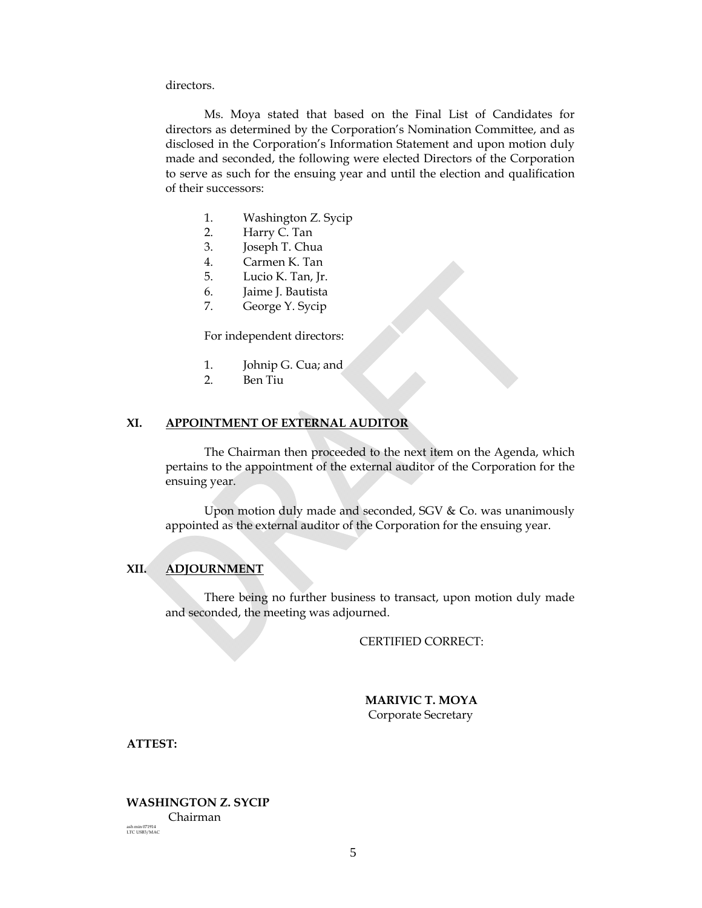directors.

Ms. Moya stated that based on the Final List of Candidates for directors as determined by the Corporation's Nomination Committee, and as disclosed in the Corporation's Information Statement and upon motion duly made and seconded, the following were elected Directors of the Corporation to serve as such for the ensuing year and until the election and qualification of their successors:

1. Washington Z. Sycip
2. Harry C. Tan
3. Joseph T. Chua
4. Carmen K. Tan
5. Lucio K. Tan, Jr.
6. Jaime J. Bautista
7. George Y. Sycip

For independent directors:

1. Johnip G. Cua; and
2. Ben Tiu

## XI. APPOINTMENT OF EXTERNAL AUDITOR

The Chairman then proceeded to the next item on the Agenda, which pertains to the appointment of the external auditor of the Corporation for the ensuing year.

Upon motion duly made and seconded, SGV & Co. was unanimously appointed as the external auditor of the Corporation for the ensuing year.

## XII. ADJOURNMENT

There being no further business to transact, upon motion duly made and seconded, the meeting was adjourned.

CERTIFIED CORRECT:

**MARIVIC T. MOYA**
Corporate Secretary

**ATTEST:**

**WASHINGTON Z. SYCIP**
Chairman

ash min 071914
LTC USB3/MAC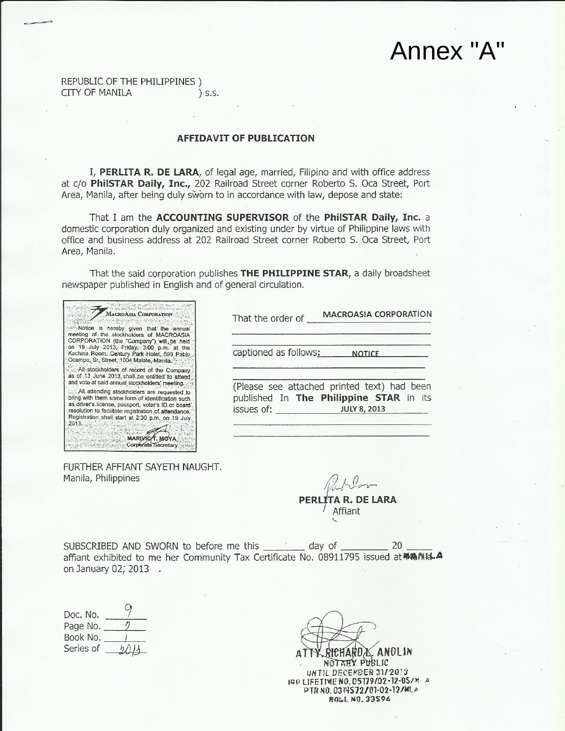# Annex "A"

REPUBLIC OF THE PHILIPPINES )
CITY OF MANILA ) s.s.

## AFFIDAVIT OF PUBLICATION

I, **PERLITA R. DE LARA**, of legal age, married, Filipino and with office address at c/o **PhilSTAR Daily, Inc.,** 202 Railroad Street corner Roberto S. Oca Street, Port Area, Manila, after being duly sworn to in accordance with law, depose and state:

That I am the **ACCOUNTING SUPERVISOR** of the **PhilSTAR Daily, Inc.** a domestic corporation duly organized and existing under by virtue of Philippine laws with office and business address at 202 Railroad Street corner Roberto S. Oca Street, Port Area, Manila.

That the said corporation publishes **THE PHILIPPINE STAR**, a daily broadsheet newspaper published in English and of general circulation.

MACROASIA CORPORATION

Notice is hereby given that the annual meeting of the stockholders of MACROASIA CORPORATION (the "Company") will be held on 19 July 2013, Friday, 3:00 p.m. at the Kachina Room, Century Park Hotel, 599 Pablo Ocampo, Sr. Street, 1004 Malate, Manila.

All stockholders of record of the Company as of 13 June 2013 shall be entitled to attend and vote at said annual stockholders' meeting.

All attending stockholders are requested to bring with them some form of identification such as driver's license, passport, voter's ID or board resolution to facilitate registration of attendance. Registration shall start at 2:30 p.m. on 19 July 2013.

MARIVIC T. MOYA
Corporate Secretary

That the order of **MACROASIA CORPORATION**

captioned as follows: **NOTICE**

(Please see attached printed text) had been published In **The Philippine STAR** in its issues of: **JULY 8, 2013**

FURTHER AFFIANT SAYETH NAUGHT.
Manila, Philippines

**PERLITA R. DE LARA**
Affiant

SUBSCRIBED AND SWORN to before me this \_\_\_\_\_\_ day of \_\_\_\_\_\_ 20 \_\_\_\_ affiant exhibited to me her Community Tax Certificate No. 08911795 issued at MANILA on January 02, 2013 .

Doc. No. 9
Page No. 2
Book No. 1
Series of 2013

ATTY. RICHARD L. ANOLIN
NOTARY PUBLIC
UNTIL DECEMBER 31/2013
IBP LIFETIME NO. 05179/02-12-05/MLA
PTR NO. 0314572/01-02-12/MLA
ROLL NO. 33596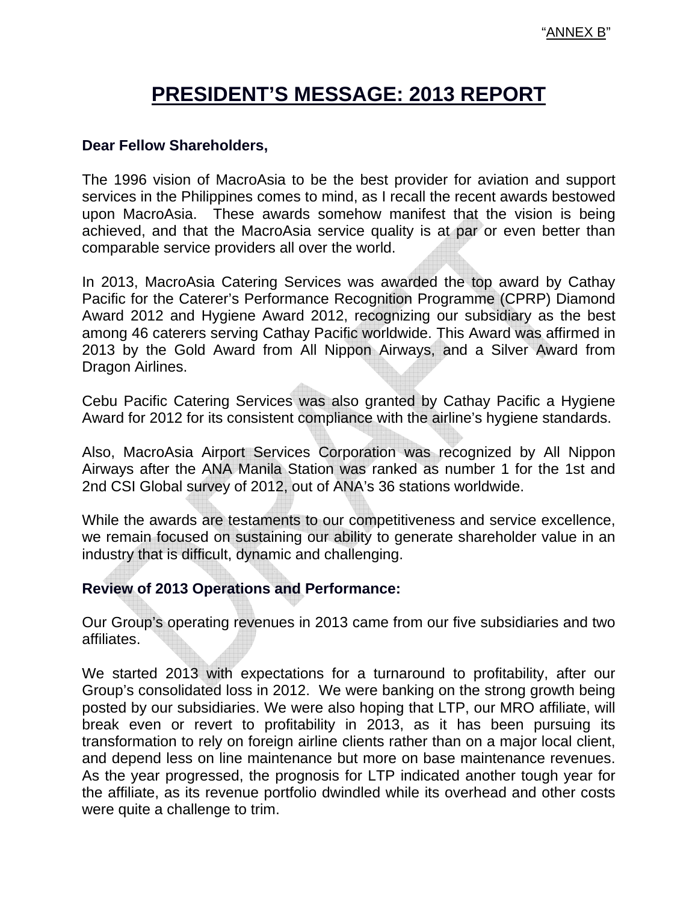"ANNEX B"

# PRESIDENT'S MESSAGE: 2013 REPORT

**Dear Fellow Shareholders,**

The 1996 vision of MacroAsia to be the best provider for aviation and support services in the Philippines comes to mind, as I recall the recent awards bestowed upon MacroAsia. These awards somehow manifest that the vision is being achieved, and that the MacroAsia service quality is at par or even better than comparable service providers all over the world.

In 2013, MacroAsia Catering Services was awarded the top award by Cathay Pacific for the Caterer's Performance Recognition Programme (CPRP) Diamond Award 2012 and Hygiene Award 2012, recognizing our subsidiary as the best among 46 caterers serving Cathay Pacific worldwide. This Award was affirmed in 2013 by the Gold Award from All Nippon Airways, and a Silver Award from Dragon Airlines.

Cebu Pacific Catering Services was also granted by Cathay Pacific a Hygiene Award for 2012 for its consistent compliance with the airline's hygiene standards.

Also, MacroAsia Airport Services Corporation was recognized by All Nippon Airways after the ANA Manila Station was ranked as number 1 for the 1st and 2nd CSI Global survey of 2012, out of ANA's 36 stations worldwide.

While the awards are testaments to our competitiveness and service excellence, we remain focused on sustaining our ability to generate shareholder value in an industry that is difficult, dynamic and challenging.

**Review of 2013 Operations and Performance:**

Our Group's operating revenues in 2013 came from our five subsidiaries and two affiliates.

We started 2013 with expectations for a turnaround to profitability, after our Group's consolidated loss in 2012. We were banking on the strong growth being posted by our subsidiaries. We were also hoping that LTP, our MRO affiliate, will break even or revert to profitability in 2013, as it has been pursuing its transformation to rely on foreign airline clients rather than on a major local client, and depend less on line maintenance but more on base maintenance revenues. As the year progressed, the prognosis for LTP indicated another tough year for the affiliate, as its revenue portfolio dwindled while its overhead and other costs were quite a challenge to trim.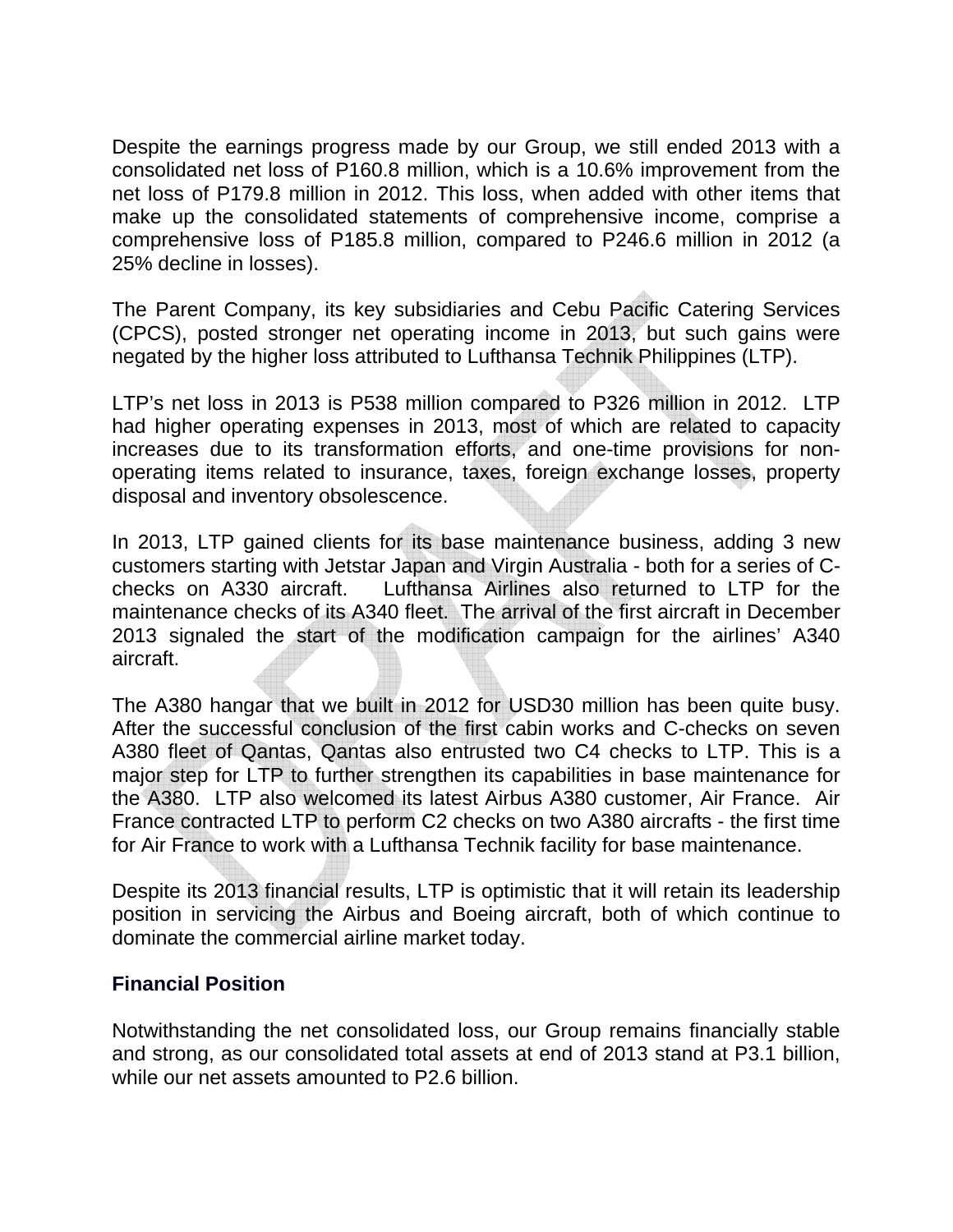Despite the earnings progress made by our Group, we still ended 2013 with a consolidated net loss of P160.8 million, which is a 10.6% improvement from the net loss of P179.8 million in 2012. This loss, when added with other items that make up the consolidated statements of comprehensive income, comprise a comprehensive loss of P185.8 million, compared to P246.6 million in 2012 (a 25% decline in losses).

The Parent Company, its key subsidiaries and Cebu Pacific Catering Services (CPCS), posted stronger net operating income in 2013, but such gains were negated by the higher loss attributed to Lufthansa Technik Philippines (LTP).

LTP's net loss in 2013 is P538 million compared to P326 million in 2012. LTP had higher operating expenses in 2013, most of which are related to capacity increases due to its transformation efforts, and one-time provisions for non-operating items related to insurance, taxes, foreign exchange losses, property disposal and inventory obsolescence.

In 2013, LTP gained clients for its base maintenance business, adding 3 new customers starting with Jetstar Japan and Virgin Australia - both for a series of C-checks on A330 aircraft. Lufthansa Airlines also returned to LTP for the maintenance checks of its A340 fleet. The arrival of the first aircraft in December 2013 signaled the start of the modification campaign for the airlines' A340 aircraft.

The A380 hangar that we built in 2012 for USD30 million has been quite busy. After the successful conclusion of the first cabin works and C-checks on seven A380 fleet of Qantas, Qantas also entrusted two C4 checks to LTP. This is a major step for LTP to further strengthen its capabilities in base maintenance for the A380. LTP also welcomed its latest Airbus A380 customer, Air France. Air France contracted LTP to perform C2 checks on two A380 aircrafts - the first time for Air France to work with a Lufthansa Technik facility for base maintenance.

Despite its 2013 financial results, LTP is optimistic that it will retain its leadership position in servicing the Airbus and Boeing aircraft, both of which continue to dominate the commercial airline market today.

**Financial Position**

Notwithstanding the net consolidated loss, our Group remains financially stable and strong, as our consolidated total assets at end of 2013 stand at P3.1 billion, while our net assets amounted to P2.6 billion.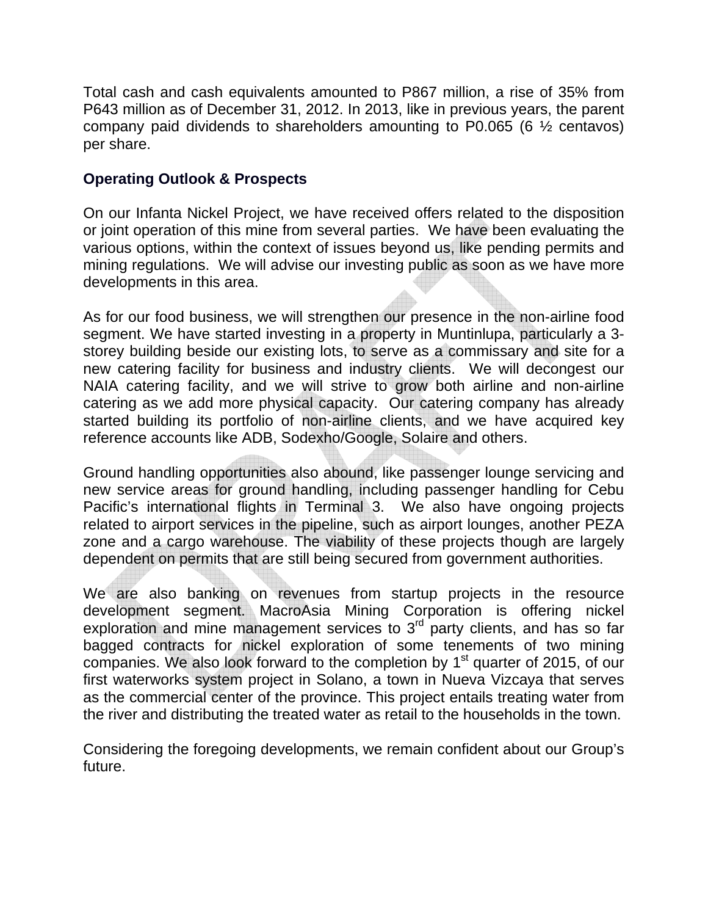Total cash and cash equivalents amounted to P867 million, a rise of 35% from P643 million as of December 31, 2012. In 2013, like in previous years, the parent company paid dividends to shareholders amounting to P0.065 (6 ½ centavos) per share.

### Operating Outlook & Prospects

On our Infanta Nickel Project, we have received offers related to the disposition or joint operation of this mine from several parties. We have been evaluating the various options, within the context of issues beyond us, like pending permits and mining regulations. We will advise our investing public as soon as we have more developments in this area.

As for our food business, we will strengthen our presence in the non-airline food segment. We have started investing in a property in Muntinlupa, particularly a 3-storey building beside our existing lots, to serve as a commissary and site for a new catering facility for business and industry clients. We will decongest our NAIA catering facility, and we will strive to grow both airline and non-airline catering as we add more physical capacity. Our catering company has already started building its portfolio of non-airline clients, and we have acquired key reference accounts like ADB, Sodexho/Google, Solaire and others.

Ground handling opportunities also abound, like passenger lounge servicing and new service areas for ground handling, including passenger handling for Cebu Pacific's international flights in Terminal 3. We also have ongoing projects related to airport services in the pipeline, such as airport lounges, another PEZA zone and a cargo warehouse. The viability of these projects though are largely dependent on permits that are still being secured from government authorities.

We are also banking on revenues from startup projects in the resource development segment. MacroAsia Mining Corporation is offering nickel exploration and mine management services to 3rd party clients, and has so far bagged contracts for nickel exploration of some tenements of two mining companies. We also look forward to the completion by 1st quarter of 2015, of our first waterworks system project in Solano, a town in Nueva Vizcaya that serves as the commercial center of the province. This project entails treating water from the river and distributing the treated water as retail to the households in the town.

Considering the foregoing developments, we remain confident about our Group's future.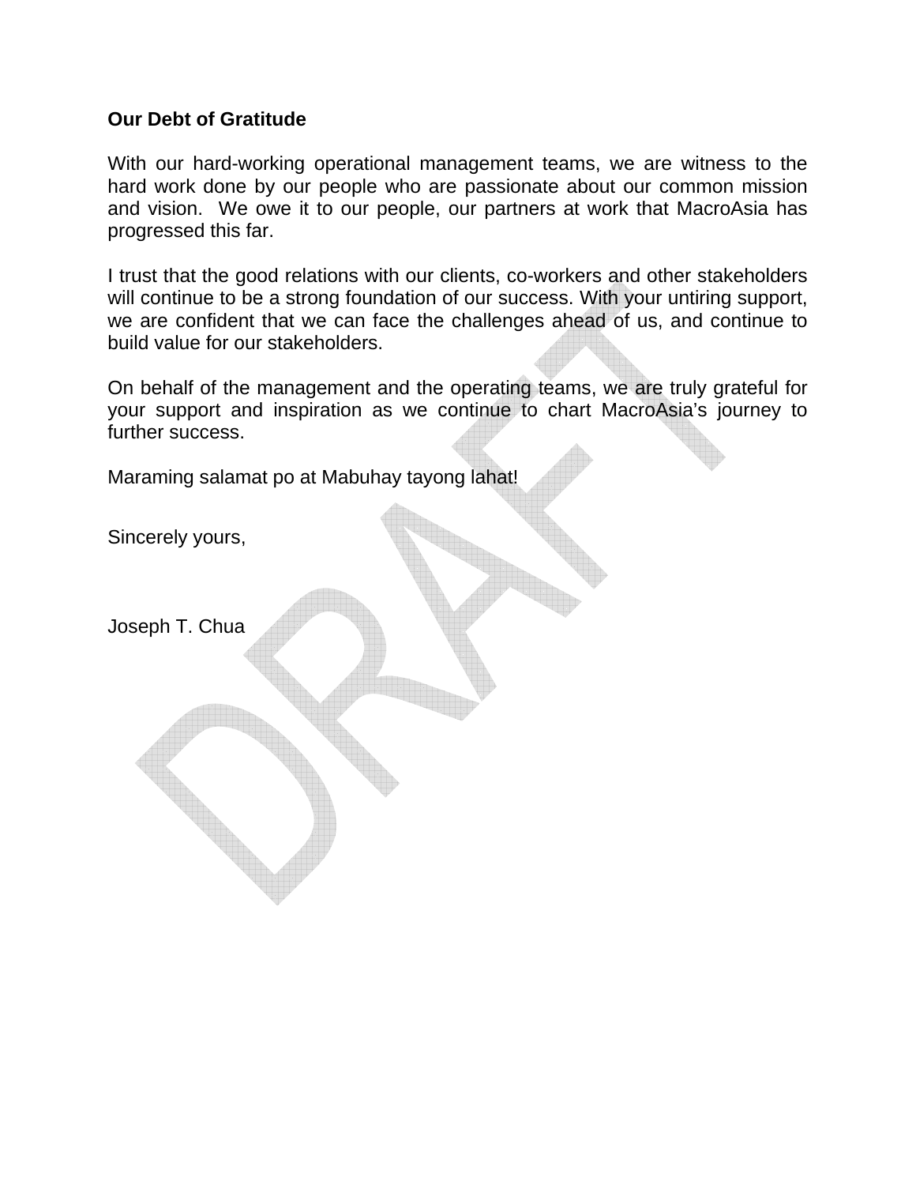**Our Debt of Gratitude**

With our hard-working operational management teams, we are witness to the hard work done by our people who are passionate about our common mission and vision. We owe it to our people, our partners at work that MacroAsia has progressed this far.

I trust that the good relations with our clients, co-workers and other stakeholders will continue to be a strong foundation of our success. With your untiring support, we are confident that we can face the challenges ahead of us, and continue to build value for our stakeholders.

On behalf of the management and the operating teams, we are truly grateful for your support and inspiration as we continue to chart MacroAsia's journey to further success.

Maraming salamat po at Mabuhay tayong lahat!

Sincerely yours,

Joseph T. Chua